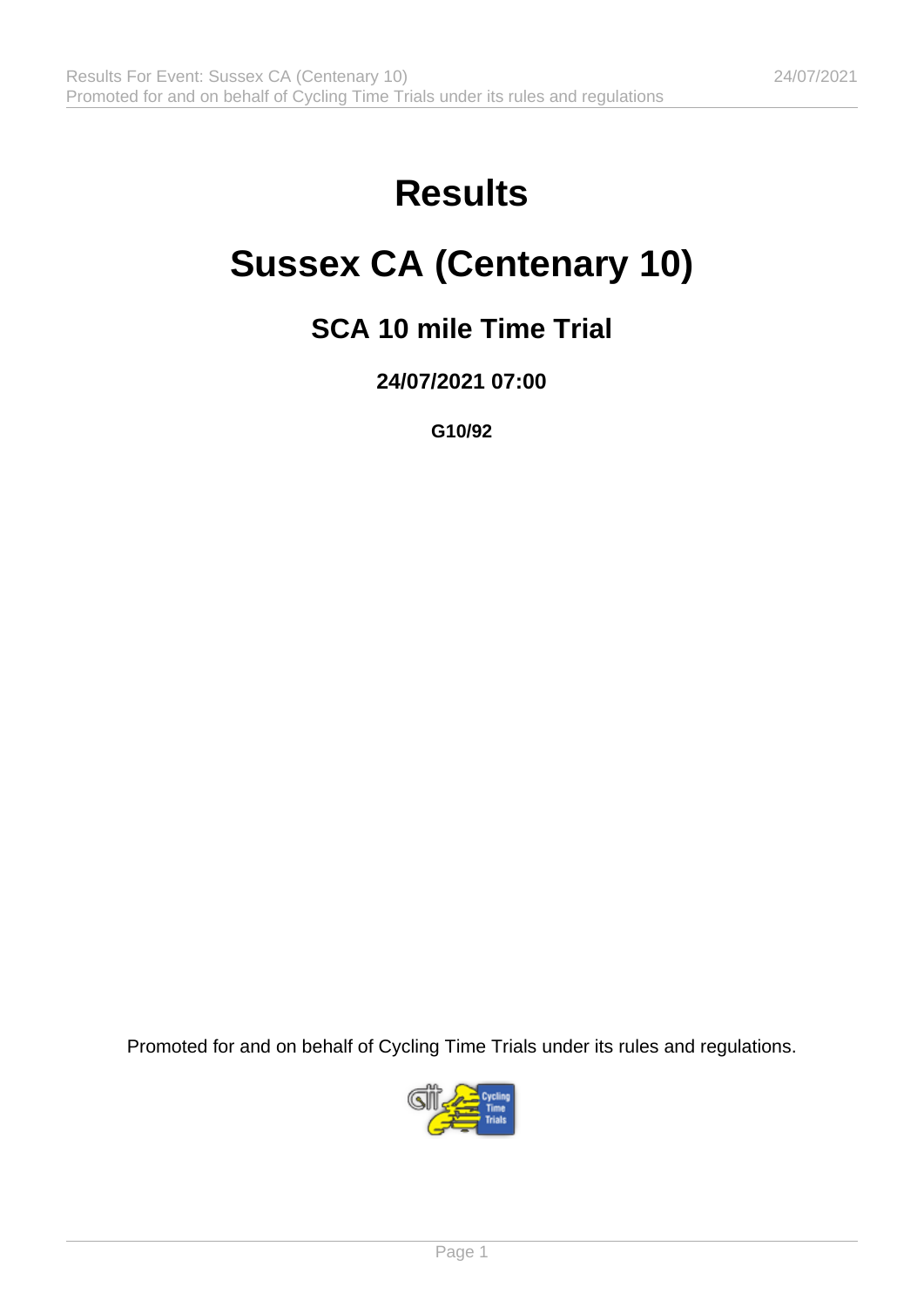# Results

# Sussex CA (Centenary 10)

## SCA 10 mile Time Trial

### 24/07/2021 07:00

**G10/92**

Promoted for and on behalf of Cycling Time Trials under its rules and regulations.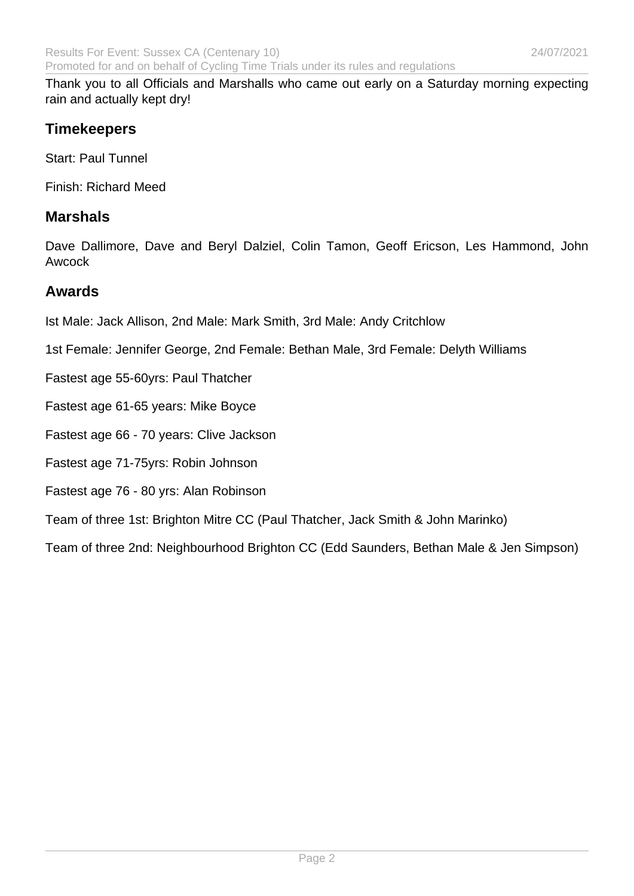Thank you to all Officials and Marshalls who came out early on a Saturday morning expecting rain and actually kept dry!

## Timekeepers

Start: Paul Tunnel

Finish: Richard Meed

## Marshals

Dave Dallimore, Dave and Beryl Dalziel, Colin Tamon, Geoff Ericson, Les Hammond, John Awcock

## Awards

Ist Male: Jack Allison, 2nd Male: Mark Smith, 3rd Male: Andy Critchlow

1st Female: Jennifer George, 2nd Female: Bethan Male, 3rd Female: Delyth Williams

Fastest age 55-60yrs: Paul Thatcher

Fastest age 61-65 years: Mike Boyce

Fastest age 66 - 70 years: Clive Jackson

Fastest age 71-75yrs: Robin Johnson

Fastest age 76 - 80 yrs: Alan Robinson

Team of three 1st: Brighton Mitre CC (Paul Thatcher, Jack Smith & John Marinko)

Team of three 2nd: Neighbourhood Brighton CC (Edd Saunders, Bethan Male & Jen Simpson)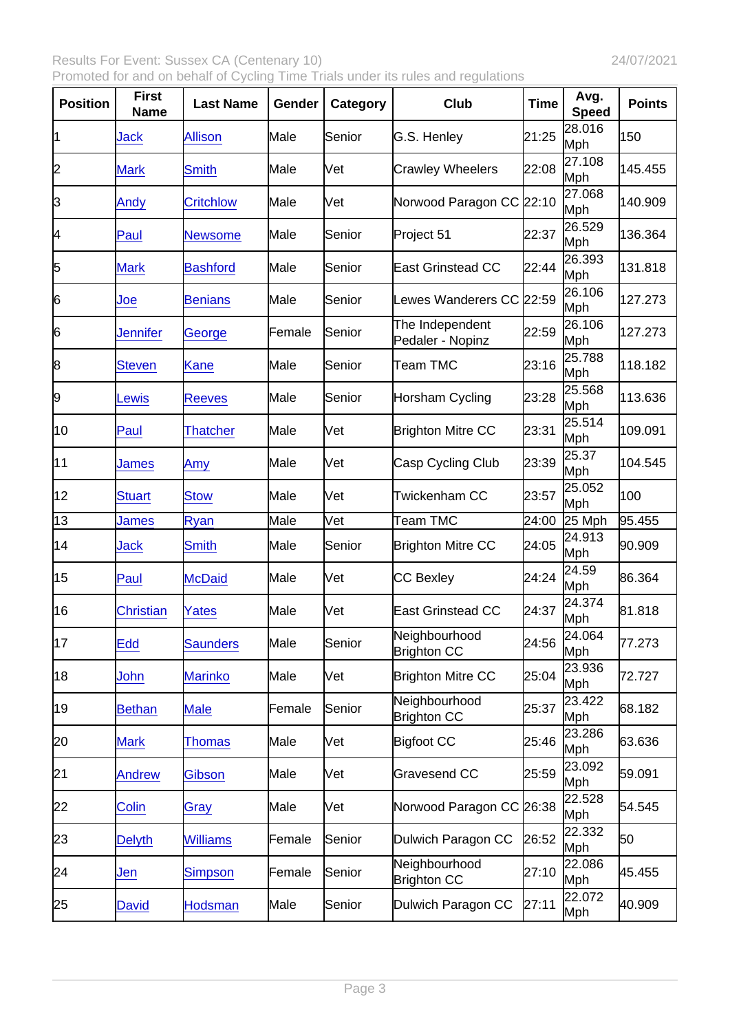Results For Event: Sussex CA (Centenary 10) 24/07/2021

Promoted for and on behalf of Cycling Time Trials under its rules and regulations

| Position | First Name | Last Name | Gender | Category | Club | Time | Avg. Speed | Points |
|---|---|---|---|---|---|---|---|---|
| 1 | Jack | Allison | Male | Senior | G.S. Henley | 21:25 | 28.016 Mph | 150 |
| 2 | Mark | Smith | Male | Vet | Crawley Wheelers | 22:08 | 27.108 Mph | 145.455 |
| 3 | Andy | Critchlow | Male | Vet | Norwood Paragon CC | 22:10 | 27.068 Mph | 140.909 |
| 4 | Paul | Newsome | Male | Senior | Project 51 | 22:37 | 26.529 Mph | 136.364 |
| 5 | Mark | Bashford | Male | Senior | East Grinstead CC | 22:44 | 26.393 Mph | 131.818 |
| 6 | Joe | Benians | Male | Senior | Lewes Wanderers CC | 22:59 | 26.106 Mph | 127.273 |
| 6 | Jennifer | George | Female | Senior | The Independent Pedaler - Nopinz | 22:59 | 26.106 Mph | 127.273 |
| 8 | Steven | Kane | Male | Senior | Team TMC | 23:16 | 25.788 Mph | 118.182 |
| 9 | Lewis | Reeves | Male | Senior | Horsham Cycling | 23:28 | 25.568 Mph | 113.636 |
| 10 | Paul | Thatcher | Male | Vet | Brighton Mitre CC | 23:31 | 25.514 Mph | 109.091 |
| 11 | James | Amy | Male | Vet | Casp Cycling Club | 23:39 | 25.37 Mph | 104.545 |
| 12 | Stuart | Stow | Male | Vet | Twickenham CC | 23:57 | 25.052 Mph | 100 |
| 13 | James | Ryan | Male | Vet | Team TMC | 24:00 | 25 Mph | 95.455 |
| 14 | Jack | Smith | Male | Senior | Brighton Mitre CC | 24:05 | 24.913 Mph | 90.909 |
| 15 | Paul | McDaid | Male | Vet | CC Bexley | 24:24 | 24.59 Mph | 86.364 |
| 16 | Christian | Yates | Male | Vet | East Grinstead CC | 24:37 | 24.374 Mph | 81.818 |
| 17 | Edd | Saunders | Male | Senior | Neighbourhood Brighton CC | 24:56 | 24.064 Mph | 77.273 |
| 18 | John | Marinko | Male | Vet | Brighton Mitre CC | 25:04 | 23.936 Mph | 72.727 |
| 19 | Bethan | Male | Female | Senior | Neighbourhood Brighton CC | 25:37 | 23.422 Mph | 68.182 |
| 20 | Mark | Thomas | Male | Vet | Bigfoot CC | 25:46 | 23.286 Mph | 63.636 |
| 21 | Andrew | Gibson | Male | Vet | Gravesend CC | 25:59 | 23.092 Mph | 59.091 |
| 22 | Colin | Gray | Male | Vet | Norwood Paragon CC | 26:38 | 22.528 Mph | 54.545 |
| 23 | Delyth | Williams | Female | Senior | Dulwich Paragon CC | 26:52 | 22.332 Mph | 50 |
| 24 | Jen | Simpson | Female | Senior | Neighbourhood Brighton CC | 27:10 | 22.086 Mph | 45.455 |
| 25 | David | Hodsman | Male | Senior | Dulwich Paragon CC | 27:11 | 22.072 Mph | 40.909 |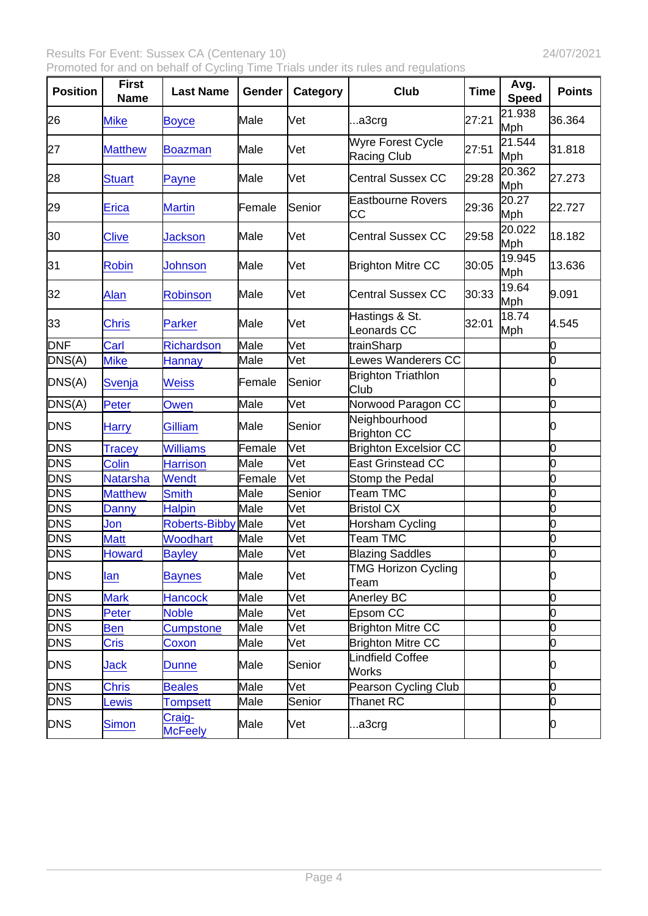| Position | First Name | Last Name | Gender | Category | Club | Time | Avg. Speed | Points |
|---|---|---|---|---|---|---|---|---|
| 26 | Mike | Boyce | Male | Vet | ...a3crg | 27:21 | 21.938 Mph | 36.364 |
| 27 | Matthew | Boazman | Male | Vet | Wyre Forest Cycle Racing Club | 27:51 | 21.544 Mph | 31.818 |
| 28 | Stuart | Payne | Male | Vet | Central Sussex CC | 29:28 | 20.362 Mph | 27.273 |
| 29 | Erica | Martin | Female | Senior | Eastbourne Rovers CC | 29:36 | 20.27 Mph | 22.727 |
| 30 | Clive | Jackson | Male | Vet | Central Sussex CC | 29:58 | 20.022 Mph | 18.182 |
| 31 | Robin | Johnson | Male | Vet | Brighton Mitre CC | 30:05 | 19.945 Mph | 13.636 |
| 32 | Alan | Robinson | Male | Vet | Central Sussex CC | 30:33 | 19.64 Mph | 9.091 |
| 33 | Chris | Parker | Male | Vet | Hastings & St. Leonards CC | 32:01 | 18.74 Mph | 4.545 |
| DNF | Carl | Richardson | Male | Vet | trainSharp | | | 0 |
| DNS(A) | Mike | Hannay | Male | Vet | Lewes Wanderers CC | | | 0 |
| DNS(A) | Svenja | Weiss | Female | Senior | Brighton Triathlon Club | | | 0 |
| DNS(A) | Peter | Owen | Male | Vet | Norwood Paragon CC | | | 0 |
| DNS | Harry | Gilliam | Male | Senior | Neighbourhood Brighton CC | | | 0 |
| DNS | Tracey | Williams | Female | Vet | Brighton Excelsior CC | | | 0 |
| DNS | Colin | Harrison | Male | Vet | East Grinstead CC | | | 0 |
| DNS | Natarsha | Wendt | Female | Vet | Stomp the Pedal | | | 0 |
| DNS | Matthew | Smith | Male | Senior | Team TMC | | | 0 |
| DNS | Danny | Halpin | Male | Vet | Bristol CX | | | 0 |
| DNS | Jon | Roberts-Bibby | Male | Vet | Horsham Cycling | | | 0 |
| DNS | Matt | Woodhart | Male | Vet | Team TMC | | | 0 |
| DNS | Howard | Bayley | Male | Vet | Blazing Saddles | | | 0 |
| DNS | Ian | Baynes | Male | Vet | TMG Horizon Cycling Team | | | 0 |
| DNS | Mark | Hancock | Male | Vet | Anerley BC | | | 0 |
| DNS | Peter | Noble | Male | Vet | Epsom CC | | | 0 |
| DNS | Ben | Cumpstone | Male | Vet | Brighton Mitre CC | | | 0 |
| DNS | Cris | Coxon | Male | Vet | Brighton Mitre CC | | | 0 |
| DNS | Jack | Dunne | Male | Senior | Lindfield Coffee Works | | | 0 |
| DNS | Chris | Beales | Male | Vet | Pearson Cycling Club | | | 0 |
| DNS | Lewis | Tompsett | Male | Senior | Thanet RC | | | 0 |
| DNS | Simon | Craig-McFeely | Male | Vet | ...a3crg | | | 0 |